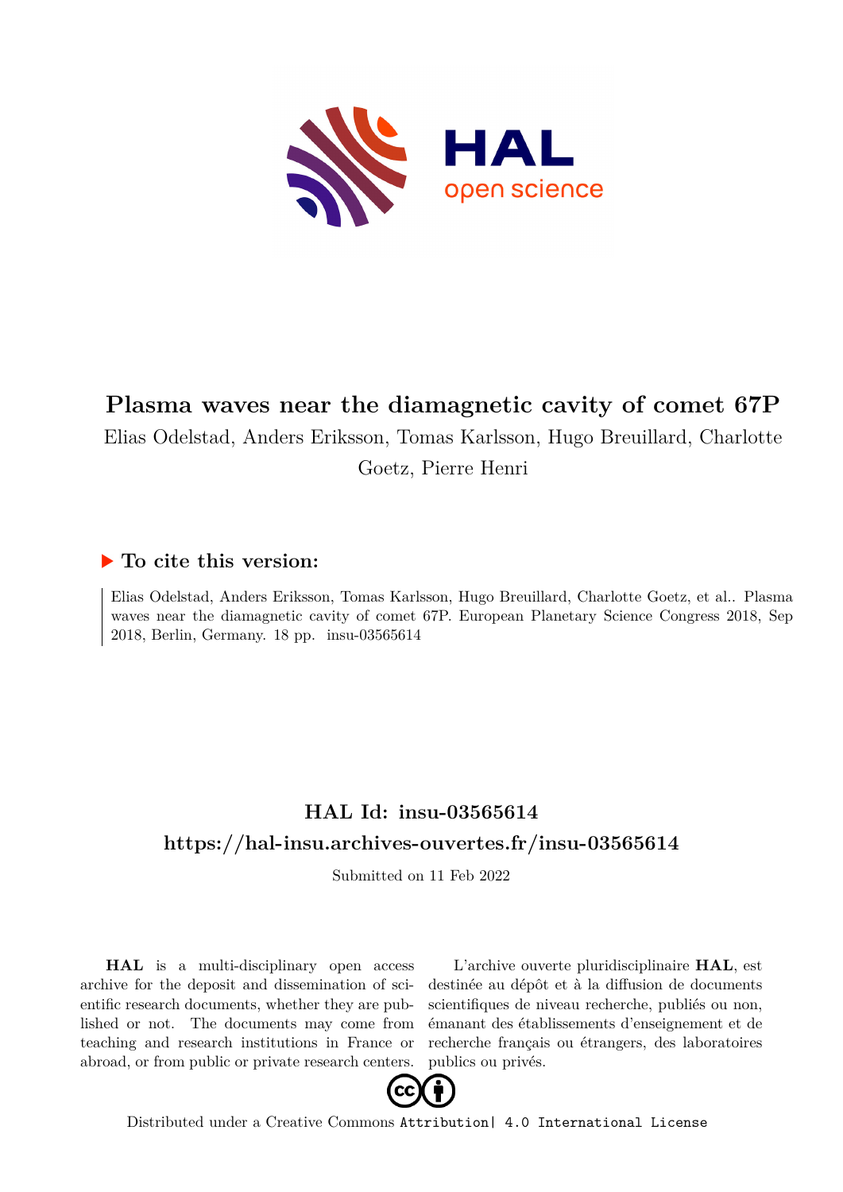# Plasma waves near the diamagnetic cavity of comet 67P

Elias Odelstad, Anders Eriksson, Tomas Karlsson, Hugo Breuillard, Charlotte Goetz, Pierre Henri

## ▶ To cite this version:

Elias Odelstad, Anders Eriksson, Tomas Karlsson, Hugo Breuillard, Charlotte Goetz, et al.. Plasma waves near the diamagnetic cavity of comet 67P. European Planetary Science Congress 2018, Sep 2018, Berlin, Germany. 18 pp. insu-03565614

## HAL Id: insu-03565614

## https://hal-insu.archives-ouvertes.fr/insu-03565614

Submitted on 11 Feb 2022

**HAL** is a multi-disciplinary open access archive for the deposit and dissemination of scientific research documents, whether they are published or not. The documents may come from teaching and research institutions in France or abroad, or from public or private research centers.

L'archive ouverte pluridisciplinaire **HAL**, est destinée au dépôt et à la diffusion de documents scientifiques de niveau recherche, publiés ou non, émanant des établissements d'enseignement et de recherche français ou étrangers, des laboratoires publics ou privés.

Distributed under a Creative Commons Attribution| 4.0 International License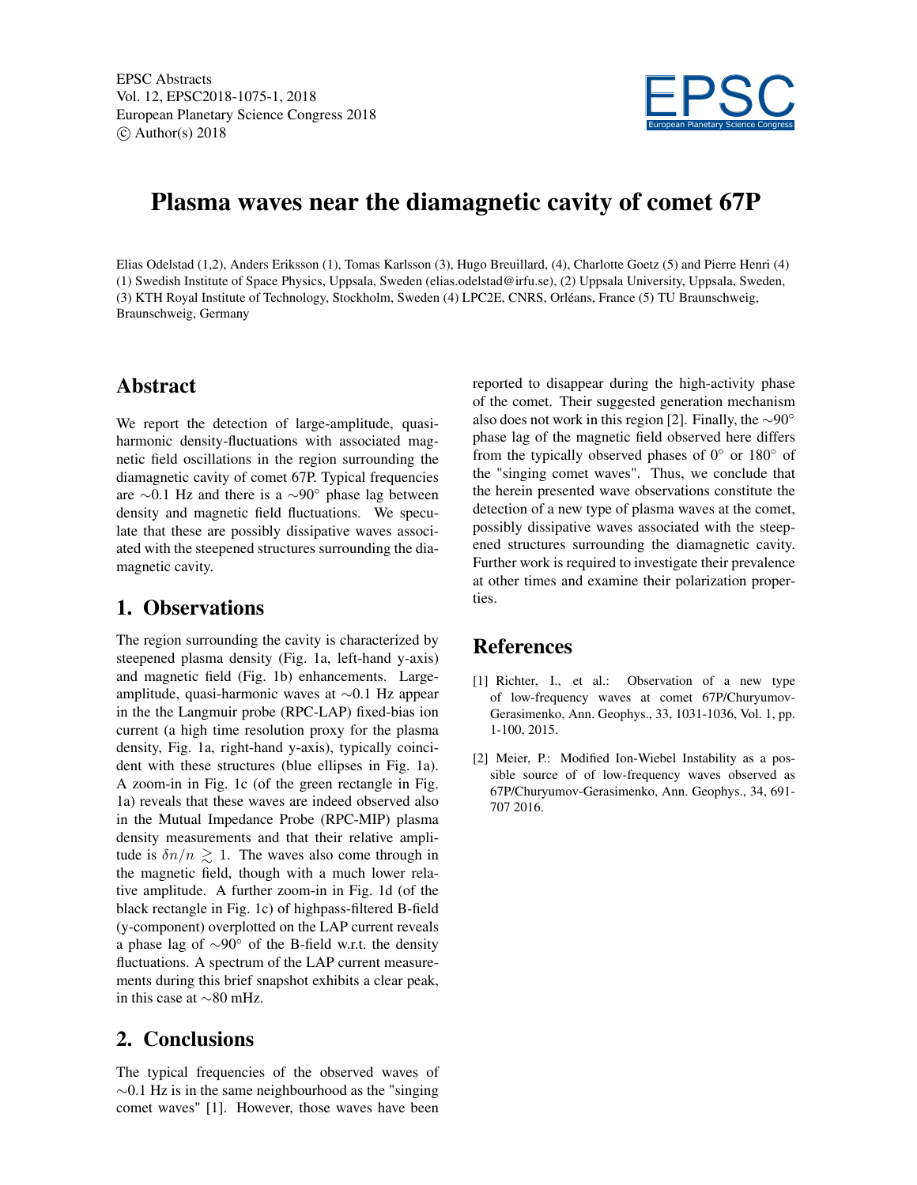# Plasma waves near the diamagnetic cavity of comet 67P

Elias Odelstad (1,2), Anders Eriksson (1), Tomas Karlsson (3), Hugo Breuillard, (4), Charlotte Goetz (5) and Pierre Henri (4)
(1) Swedish Institute of Space Physics, Uppsala, Sweden (elias.odelstad@irfu.se), (2) Uppsala University, Uppsala, Sweden, (3) KTH Royal Institute of Technology, Stockholm, Sweden (4) LPC2E, CNRS, Orléans, France (5) TU Braunschweig, Braunschweig, Germany

## Abstract

We report the detection of large-amplitude, quasi-harmonic density-fluctuations with associated magnetic field oscillations in the region surrounding the diamagnetic cavity of comet 67P. Typical frequencies are $\sim$0.1 Hz and there is a $\sim$90° phase lag between density and magnetic field fluctuations. We speculate that these are possibly dissipative waves associated with the steepened structures surrounding the diamagnetic cavity.

## 1. Observations

The region surrounding the cavity is characterized by steepened plasma density (Fig. 1a, left-hand y-axis) and magnetic field (Fig. 1b) enhancements. Large-amplitude, quasi-harmonic waves at $\sim$0.1 Hz appear in the the Langmuir probe (RPC-LAP) fixed-bias ion current (a high time resolution proxy for the plasma density, Fig. 1a, right-hand y-axis), typically coincident with these structures (blue ellipses in Fig. 1a). A zoom-in in Fig. 1c (of the green rectangle in Fig. 1a) reveals that these waves are indeed observed also in the Mutual Impedance Probe (RPC-MIP) plasma density measurements and that their relative amplitude is $\delta n/n \gtrsim 1$. The waves also come through in the magnetic field, though with a much lower relative amplitude. A further zoom-in in Fig. 1d (of the black rectangle in Fig. 1c) of highpass-filtered B-field (y-component) overplotted on the LAP current reveals a phase lag of $\sim$90° of the B-field w.r.t. the density fluctuations. A spectrum of the LAP current measurements during this brief snapshot exhibits a clear peak, in this case at $\sim$80 mHz.

## 2. Conclusions

The typical frequencies of the observed waves of $\sim$0.1 Hz is in the same neighbourhood as the "singing comet waves" [1]. However, those waves have been reported to disappear during the high-activity phase of the comet. Their suggested generation mechanism also does not work in this region [2]. Finally, the $\sim$90° phase lag of the magnetic field observed here differs from the typically observed phases of 0° or 180° of the "singing comet waves". Thus, we conclude that the herein presented wave observations constitute the detection of a new type of plasma waves at the comet, possibly dissipative waves associated with the steepened structures surrounding the diamagnetic cavity. Further work is required to investigate their prevalence at other times and examine their polarization properties.

## References

[1] Richter, I., et al.: Observation of a new type of low-frequency waves at comet 67P/Churyumov-Gerasimenko, Ann. Geophys., 33, 1031-1036, Vol. 1, pp. 1-100, 2015.

[2] Meier, P.: Modified Ion-Wiebel Instability as a possible source of of low-frequency waves observed as 67P/Churyumov-Gerasimenko, Ann. Geophys., 34, 691-707 2016.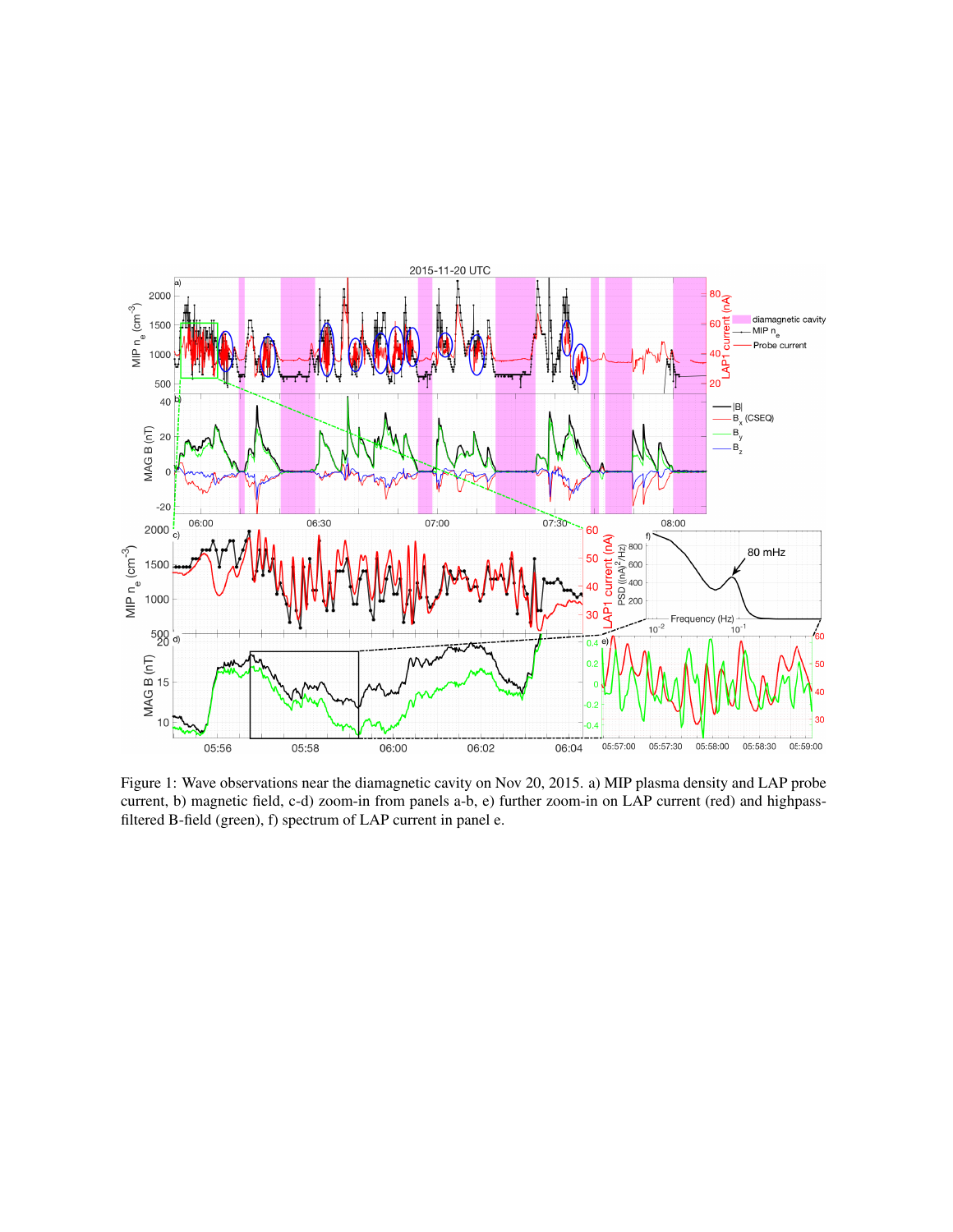2015-11-20 UTC

a)

MIP $n_e$ (cm$^{-3}$)

2000
1500
1000
500

LAP1 current (nA)

80
60
40
20

diamagnetic cavity
MIP $n_e$
Probe current

b)

MAG B (nT)

40
20
0
-20

|B|
$B_x$ (CSEQ)
$B_y$
$B_z$

06:00
06:30
07:00
07:30
08:00

c)

MIP $n_e$ (cm$^{-3}$)

2000
1500
1000
500

LAP1 current (nA)

60
50
40
30

d)

MAG B (nT)

20
15
10

05:56
05:58
06:00
06:02
06:04

f)

PSD ((nA)$^2$/Hz)

800
600
400
200

80 mHz

Frequency (Hz)

$10^{-2}$
$10^{-1}$

e)

0.4
0.2
0
-0.2
-0.4

60
50
40
30

05:57:00
05:57:30
05:58:00
05:58:30
05:59:00

Figure 1: Wave observations near the diamagnetic cavity on Nov 20, 2015. a) MIP plasma density and LAP probe current, b) magnetic field, c-d) zoom-in from panels a-b, e) further zoom-in on LAP current (red) and highpass-filtered B-field (green), f) spectrum of LAP current in panel e.